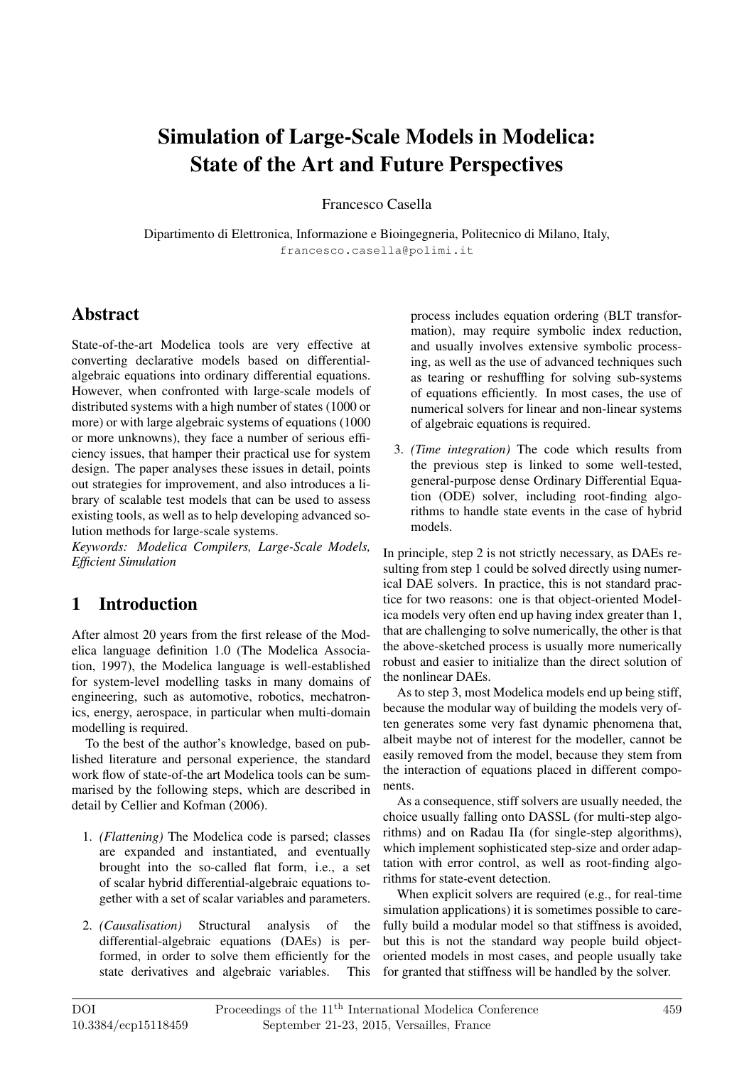# Simulation of Large-Scale Models in Modelica: State of the Art and Future Perspectives

Francesco Casella

Dipartimento di Elettronica, Informazione e Bioingegneria, Politecnico di Milano, Italy,
francesco.casella@polimi.it

## Abstract

State-of-the-art Modelica tools are very effective at converting declarative models based on differential-algebraic equations into ordinary differential equations. However, when confronted with large-scale models of distributed systems with a high number of states (1000 or more) or with large algebraic systems of equations (1000 or more unknowns), they face a number of serious efficiency issues, that hamper their practical use for system design. The paper analyses these issues in detail, points out strategies for improvement, and also introduces a library of scalable test models that can be used to assess existing tools, as well as to help developing advanced solution methods for large-scale systems.

*Keywords: Modelica Compilers, Large-Scale Models, Efficient Simulation*

## 1 Introduction

After almost 20 years from the first release of the Modelica language definition 1.0 (The Modelica Association, 1997), the Modelica language is well-established for system-level modelling tasks in many domains of engineering, such as automotive, robotics, mechatronics, energy, aerospace, in particular when multi-domain modelling is required.

To the best of the author's knowledge, based on published literature and personal experience, the standard work flow of state-of-the art Modelica tools can be summarised by the following steps, which are described in detail by Cellier and Kofman (2006).

1. *(Flattening)* The Modelica code is parsed; classes are expanded and instantiated, and eventually brought into the so-called flat form, i.e., a set of scalar hybrid differential-algebraic equations together with a set of scalar variables and parameters.
2. *(Causalisation)* Structural analysis of the differential-algebraic equations (DAEs) is performed, in order to solve them efficiently for the state derivatives and algebraic variables. This process includes equation ordering (BLT transformation), may require symbolic index reduction, and usually involves extensive symbolic processing, as well as the use of advanced techniques such as tearing or reshuffling for solving sub-systems of equations efficiently. In most cases, the use of numerical solvers for linear and non-linear systems of algebraic equations is required.
3. *(Time integration)* The code which results from the previous step is linked to some well-tested, general-purpose dense Ordinary Differential Equation (ODE) solver, including root-finding algorithms to handle state events in the case of hybrid models.

In principle, step 2 is not strictly necessary, as DAEs resulting from step 1 could be solved directly using numerical DAE solvers. In practice, this is not standard practice for two reasons: one is that object-oriented Modelica models very often end up having index greater than 1, that are challenging to solve numerically, the other is that the above-sketched process is usually more numerically robust and easier to initialize than the direct solution of the nonlinear DAEs.

As to step 3, most Modelica models end up being stiff, because the modular way of building the models very often generates some very fast dynamic phenomena that, albeit maybe not of interest for the modeller, cannot be easily removed from the model, because they stem from the interaction of equations placed in different components.

As a consequence, stiff solvers are usually needed, the choice usually falling onto DASSL (for multi-step algorithms) and on Radau IIa (for single-step algorithms), which implement sophisticated step-size and order adaptation with error control, as well as root-finding algorithms for state-event detection.

When explicit solvers are required (e.g., for real-time simulation applications) it is sometimes possible to carefully build a modular model so that stiffness is avoided, but this is not the standard way people build object-oriented models in most cases, and people usually take for granted that stiffness will be handled by the solver.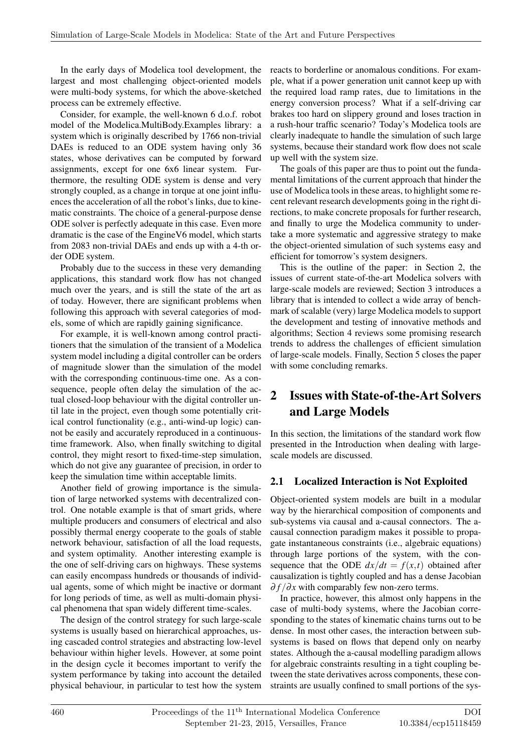In the early days of Modelica tool development, the largest and most challenging object-oriented models were multi-body systems, for which the above-sketched process can be extremely effective.

Consider, for example, the well-known 6 d.o.f. robot model of the Modelica.MultiBody.Examples library: a system which is originally described by 1766 non-trivial DAEs is reduced to an ODE system having only 36 states, whose derivatives can be computed by forward assignments, except for one 6x6 linear system. Furthermore, the resulting ODE system is dense and very strongly coupled, as a change in torque at one joint influences the acceleration of all the robot's links, due to kinematic constraints. The choice of a general-purpose dense ODE solver is perfectly adequate in this case. Even more dramatic is the case of the EngineV6 model, which starts from 2083 non-trivial DAEs and ends up with a 4-th order ODE system.

Probably due to the success in these very demanding applications, this standard work flow has not changed much over the years, and is still the state of the art as of today. However, there are significant problems when following this approach with several categories of models, some of which are rapidly gaining significance.

For example, it is well-known among control practitioners that the simulation of the transient of a Modelica system model including a digital controller can be orders of magnitude slower than the simulation of the model with the corresponding continuous-time one. As a consequence, people often delay the simulation of the actual closed-loop behaviour with the digital controller until late in the project, even though some potentially critical control functionality (e.g., anti-wind-up logic) cannot be easily and accurately reproduced in a continuous-time framework. Also, when finally switching to digital control, they might resort to fixed-time-step simulation, which do not give any guarantee of precision, in order to keep the simulation time within acceptable limits.

Another field of growing importance is the simulation of large networked systems with decentralized control. One notable example is that of smart grids, where multiple producers and consumers of electrical and also possibly thermal energy cooperate to the goals of stable network behaviour, satisfaction of all the load requests, and system optimality. Another interesting example is the one of self-driving cars on highways. These systems can easily encompass hundreds or thousands of individual agents, some of which might be inactive or dormant for long periods of time, as well as multi-domain physical phenomena that span widely different time-scales.

The design of the control strategy for such large-scale systems is usually based on hierarchical approaches, using cascaded control strategies and abstracting low-level behaviour within higher levels. However, at some point in the design cycle it becomes important to verify the system performance by taking into account the detailed physical behaviour, in particular to test how the system reacts to borderline or anomalous conditions. For example, what if a power generation unit cannot keep up with the required load ramp rates, due to limitations in the energy conversion process? What if a self-driving car brakes too hard on slippery ground and loses traction in a rush-hour traffic scenario? Today's Modelica tools are clearly inadequate to handle the simulation of such large systems, because their standard work flow does not scale up well with the system size.

The goals of this paper are thus to point out the fundamental limitations of the current approach that hinder the use of Modelica tools in these areas, to highlight some recent relevant research developments going in the right directions, to make concrete proposals for further research, and finally to urge the Modelica community to undertake a more systematic and aggressive strategy to make the object-oriented simulation of such systems easy and efficient for tomorrow's system designers.

This is the outline of the paper: in Section 2, the issues of current state-of-the-art Modelica solvers with large-scale models are reviewed; Section 3 introduces a library that is intended to collect a wide array of benchmark of scalable (very) large Modelica models to support the development and testing of innovative methods and algorithms; Section 4 reviews some promising research trends to address the challenges of efficient simulation of large-scale models. Finally, Section 5 closes the paper with some concluding remarks.

## 2 Issues with State-of-the-Art Solvers and Large Models

In this section, the limitations of the standard work flow presented in the Introduction when dealing with large-scale models are discussed.

### 2.1 Localized Interaction is Not Exploited

Object-oriented system models are built in a modular way by the hierarchical composition of components and sub-systems via causal and a-causal connectors. The a-causal connection paradigm makes it possible to propagate instantaneous constraints (i.e., algebraic equations) through large portions of the system, with the consequence that the ODE $dx/dt = f(x,t)$ obtained after causalization is tightly coupled and has a dense Jacobian $\partial f / \partial x$ with comparably few non-zero terms.

In practice, however, this almost only happens in the case of multi-body systems, where the Jacobian corresponding to the states of kinematic chains turns out to be dense. In most other cases, the interaction between subsystems is based on flows that depend only on nearby states. Although the a-causal modelling paradigm allows for algebraic constraints resulting in a tight coupling between the state derivatives across components, these constraints are usually confined to small portions of the sys-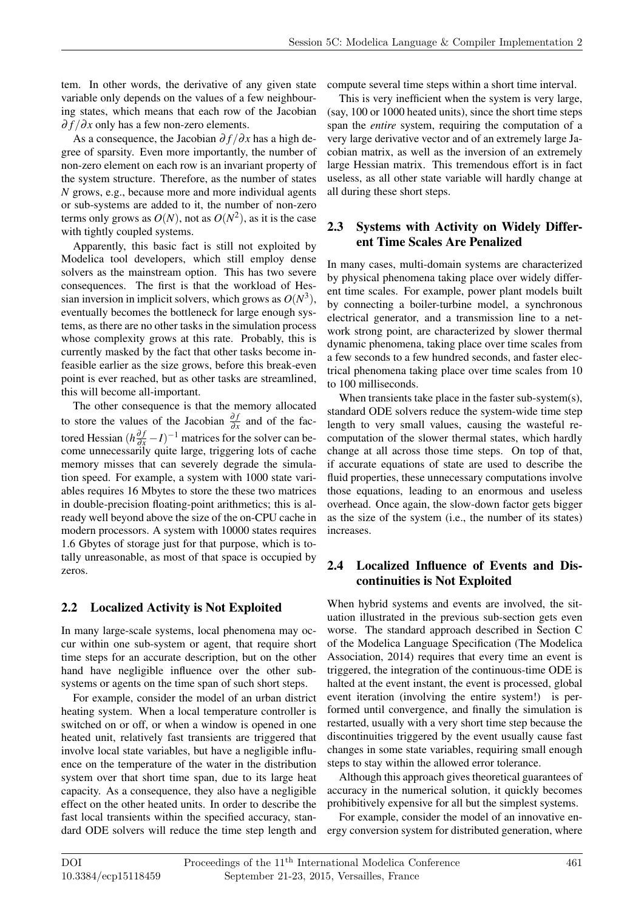tem. In other words, the derivative of any given state variable only depends on the values of a few neighbouring states, which means that each row of the Jacobian $\partial f / \partial x$ only has a few non-zero elements.

As a consequence, the Jacobian $\partial f / \partial x$ has a high degree of sparsity. Even more importantly, the number of non-zero element on each row is an invariant property of the system structure. Therefore, as the number of states $N$ grows, e.g., because more and more individual agents or sub-systems are added to it, the number of non-zero terms only grows as $O(N)$, not as $O(N^2)$, as it is the case with tightly coupled systems.

Apparently, this basic fact is still not exploited by Modelica tool developers, which still employ dense solvers as the mainstream option. This has two severe consequences. The first is that the workload of Hessian inversion in implicit solvers, which grows as $O(N^3)$, eventually becomes the bottleneck for large enough systems, as there are no other tasks in the simulation process whose complexity grows at this rate. Probably, this is currently masked by the fact that other tasks become infeasible earlier as the size grows, before this break-even point is ever reached, but as other tasks are streamlined, this will become all-important.

The other consequence is that the memory allocated to store the values of the Jacobian $\frac{\partial f}{\partial x}$ and of the factored Hessian $(h\frac{\partial f}{\partial x} - I)^{-1}$ matrices for the solver can become unnecessarily quite large, triggering lots of cache memory misses that can severely degrade the simulation speed. For example, a system with 1000 state variables requires 16 Mbytes to store the these two matrices in double-precision floating-point arithmetics; this is already well beyond above the size of the on-CPU cache in modern processors. A system with 10000 states requires 1.6 Gbytes of storage just for that purpose, which is totally unreasonable, as most of that space is occupied by zeros.

## 2.2 Localized Activity is Not Exploited

In many large-scale systems, local phenomena may occur within one sub-system or agent, that require short time steps for an accurate description, but on the other hand have negligible influence over the other sub-systems or agents on the time span of such short steps.

For example, consider the model of an urban district heating system. When a local temperature controller is switched on or off, or when a window is opened in one heated unit, relatively fast transients are triggered that involve local state variables, but have a negligible influence on the temperature of the water in the distribution system over that short time span, due to its large heat capacity. As a consequence, they also have a negligible effect on the other heated units. In order to describe the fast local transients within the specified accuracy, standard ODE solvers will reduce the time step length and compute several time steps within a short time interval.

This is very inefficient when the system is very large, (say, 100 or 1000 heated units), since the short time steps span the *entire* system, requiring the computation of a very large derivative vector and of an extremely large Jacobian matrix, as well as the inversion of an extremely large Hessian matrix. This tremendous effort is in fact useless, as all other state variable will hardly change at all during these short steps.

## 2.3 Systems with Activity on Widely Different Time Scales Are Penalized

In many cases, multi-domain systems are characterized by physical phenomena taking place over widely different time scales. For example, power plant models built by connecting a boiler-turbine model, a synchronous electrical generator, and a transmission line to a network strong point, are characterized by slower thermal dynamic phenomena, taking place over time scales from a few seconds to a few hundred seconds, and faster electrical phenomena taking place over time scales from 10 to 100 milliseconds.

When transients take place in the faster sub-system(s), standard ODE solvers reduce the system-wide time step length to very small values, causing the wasteful re-computation of the slower thermal states, which hardly change at all across those time steps. On top of that, if accurate equations of state are used to describe the fluid properties, these unnecessary computations involve those equations, leading to an enormous and useless overhead. Once again, the slow-down factor gets bigger as the size of the system (i.e., the number of its states) increases.

## 2.4 Localized Influence of Events and Discontinuities is Not Exploited

When hybrid systems and events are involved, the situation illustrated in the previous sub-section gets even worse. The standard approach described in Section C of the Modelica Language Specification (The Modelica Association, 2014) requires that every time an event is triggered, the integration of the continuous-time ODE is halted at the event instant, the event is processed, global event iteration (involving the entire system!) is performed until convergence, and finally the simulation is restarted, usually with a very short time step because the discontinuities triggered by the event usually cause fast changes in some state variables, requiring small enough steps to stay within the allowed error tolerance.

Although this approach gives theoretical guarantees of accuracy in the numerical solution, it quickly becomes prohibitively expensive for all but the simplest systems.

For example, consider the model of an innovative energy conversion system for distributed generation, where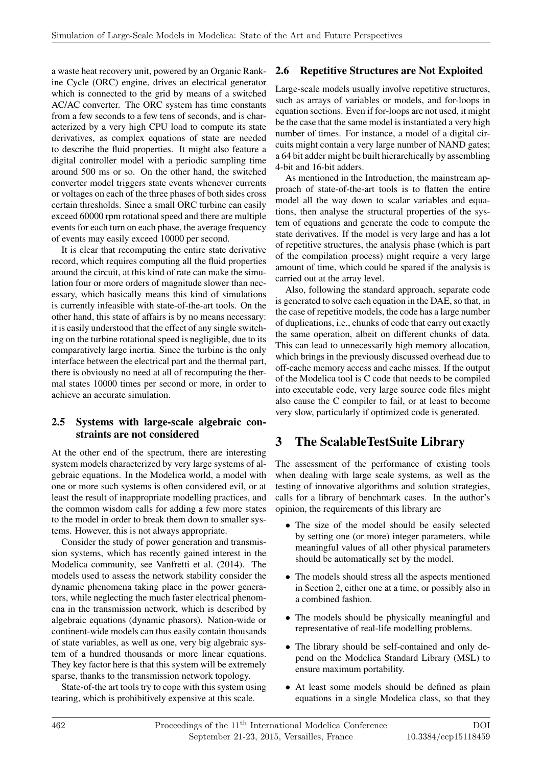a waste heat recovery unit, powered by an Organic Rankine Cycle (ORC) engine, drives an electrical generator which is connected to the grid by means of a switched AC/AC converter. The ORC system has time constants from a few seconds to a few tens of seconds, and is characterized by a very high CPU load to compute its state derivatives, as complex equations of state are needed to describe the fluid properties. It might also feature a digital controller model with a periodic sampling time around 500 ms or so. On the other hand, the switched converter model triggers state events whenever currents or voltages on each of the three phases of both sides cross certain thresholds. Since a small ORC turbine can easily exceed 60000 rpm rotational speed and there are multiple events for each turn on each phase, the average frequency of events may easily exceed 10000 per second.

It is clear that recomputing the entire state derivative record, which requires computing all the fluid properties around the circuit, at this kind of rate can make the simulation four or more orders of magnitude slower than necessary, which basically means this kind of simulations is currently infeasible with state-of-the-art tools. On the other hand, this state of affairs is by no means necessary: it is easily understood that the effect of any single switching on the turbine rotational speed is negligible, due to its comparatively large inertia. Since the turbine is the only interface between the electrical part and the thermal part, there is obviously no need at all of recomputing the thermal states 10000 times per second or more, in order to achieve an accurate simulation.

### 2.5 Systems with large-scale algebraic constraints are not considered

At the other end of the spectrum, there are interesting system models characterized by very large systems of algebraic equations. In the Modelica world, a model with one or more such systems is often considered evil, or at least the result of inappropriate modelling practices, and the common wisdom calls for adding a few more states to the model in order to break them down to smaller systems. However, this is not always appropriate.

Consider the study of power generation and transmission systems, which has recently gained interest in the Modelica community, see Vanfretti et al. (2014). The models used to assess the network stability consider the dynamic phenomena taking place in the power generators, while neglecting the much faster electrical phenomena in the transmission network, which is described by algebraic equations (dynamic phasors). Nation-wide or continent-wide models can thus easily contain thousands of state variables, as well as one, very big algebraic system of a hundred thousands or more linear equations. They key factor here is that this system will be extremely sparse, thanks to the transmission network topology.

State-of-the art tools try to cope with this system using tearing, which is prohibitively expensive at this scale.

### 2.6 Repetitive Structures are Not Exploited

Large-scale models usually involve repetitive structures, such as arrays of variables or models, and for-loops in equation sections. Even if for-loops are not used, it might be the case that the same model is instantiated a very high number of times. For instance, a model of a digital circuits might contain a very large number of NAND gates; a 64 bit adder might be built hierarchically by assembling 4-bit and 16-bit adders.

As mentioned in the Introduction, the mainstream approach of state-of-the-art tools is to flatten the entire model all the way down to scalar variables and equations, then analyse the structural properties of the system of equations and generate the code to compute the state derivatives. If the model is very large and has a lot of repetitive structures, the analysis phase (which is part of the compilation process) might require a very large amount of time, which could be spared if the analysis is carried out at the array level.

Also, following the standard approach, separate code is generated to solve each equation in the DAE, so that, in the case of repetitive models, the code has a large number of duplications, i.e., chunks of code that carry out exactly the same operation, albeit on different chunks of data. This can lead to unnecessarily high memory allocation, which brings in the previously discussed overhead due to off-cache memory access and cache misses. If the output of the Modelica tool is C code that needs to be compiled into executable code, very large source code files might also cause the C compiler to fail, or at least to become very slow, particularly if optimized code is generated.

## 3 The ScalableTestSuite Library

The assessment of the performance of existing tools when dealing with large scale systems, as well as the testing of innovative algorithms and solution strategies, calls for a library of benchmark cases. In the author's opinion, the requirements of this library are

- The size of the model should be easily selected by setting one (or more) integer parameters, while meaningful values of all other physical parameters should be automatically set by the model.
- The models should stress all the aspects mentioned in Section 2, either one at a time, or possibly also in a combined fashion.
- The models should be physically meaningful and representative of real-life modelling problems.
- The library should be self-contained and only depend on the Modelica Standard Library (MSL) to ensure maximum portability.
- At least some models should be defined as plain equations in a single Modelica class, so that they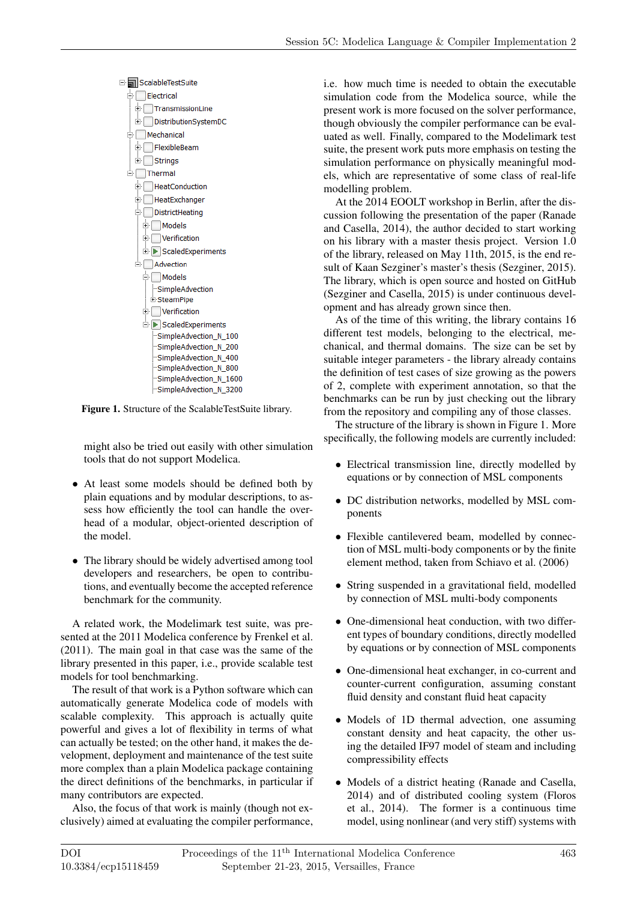```
ScalableTestSuite
├─ Electrical
│  ├─ TransmissionLine
│  └─ DistributionSystemDC
├─ Mechanical
│  ├─ FlexibleBeam
│  └─ Strings
└─ Thermal
   ├─ HeatConduction
   ├─ HeatExchanger
   ├─ DistrictHeating
   │  ├─ Models
   │  ├─ Verification
   │  └─ ScaledExperiments
   └─ Advection
      ├─ Models
      │  ├─ SimpleAdvection
      │  └─ SteamPipe
      ├─ Verification
      └─ ScaledExperiments
         ├─ SimpleAdvection_N_100
         ├─ SimpleAdvection_N_200
         ├─ SimpleAdvection_N_400
         ├─ SimpleAdvection_N_800
         ├─ SimpleAdvection_N_1600
         └─ SimpleAdvection_N_3200
```

**Figure 1.** Structure of the ScalableTestSuite library.

might also be tried out easily with other simulation tools that do not support Modelica.

- At least some models should be defined both by plain equations and by modular descriptions, to assess how efficiently the tool can handle the overhead of a modular, object-oriented description of the model.
- The library should be widely advertised among tool developers and researchers, be open to contributions, and eventually become the accepted reference benchmark for the community.

A related work, the Modelimark test suite, was presented at the 2011 Modelica conference by Frenkel et al. (2011). The main goal in that case was the same of the library presented in this paper, i.e., provide scalable test models for tool benchmarking.

The result of that work is a Python software which can automatically generate Modelica code of models with scalable complexity. This approach is actually quite powerful and gives a lot of flexibility in terms of what can actually be tested; on the other hand, it makes the development, deployment and maintenance of the test suite more complex than a plain Modelica package containing the direct definitions of the benchmarks, in particular if many contributors are expected.

Also, the focus of that work is mainly (though not exclusively) aimed at evaluating the compiler performance, i.e. how much time is needed to obtain the executable simulation code from the Modelica source, while the present work is more focused on the solver performance, though obviously the compiler performance can be evaluated as well. Finally, compared to the Modelimark test suite, the present work puts more emphasis on testing the simulation performance on physically meaningful models, which are representative of some class of real-life modelling problem.

At the 2014 EOOLT workshop in Berlin, after the discussion following the presentation of the paper (Ranade and Casella, 2014), the author decided to start working on his library with a master thesis project. Version 1.0 of the library, released on May 11th, 2015, is the end result of Kaan Sezginer's master's thesis (Sezginer, 2015). The library, which is open source and hosted on GitHub (Sezginer and Casella, 2015) is under continuous development and has already grown since then.

As of the time of this writing, the library contains 16 different test models, belonging to the electrical, mechanical, and thermal domains. The size can be set by suitable integer parameters - the library already contains the definition of test cases of size growing as the powers of 2, complete with experiment annotation, so that the benchmarks can be run by just checking out the library from the repository and compiling any of those classes.

The structure of the library is shown in Figure 1. More specifically, the following models are currently included:

- Electrical transmission line, directly modelled by equations or by connection of MSL components
- DC distribution networks, modelled by MSL components
- Flexible cantilevered beam, modelled by connection of MSL multi-body components or by the finite element method, taken from Schiavo et al. (2006)
- String suspended in a gravitational field, modelled by connection of MSL multi-body components
- One-dimensional heat conduction, with two different types of boundary conditions, directly modelled by equations or by connection of MSL components
- One-dimensional heat exchanger, in co-current and counter-current configuration, assuming constant fluid density and constant fluid heat capacity
- Models of 1D thermal advection, one assuming constant density and heat capacity, the other using the detailed IF97 model of steam and including compressibility effects
- Models of a district heating (Ranade and Casella, 2014) and of distributed cooling system (Floros et al., 2014). The former is a continuous time model, using nonlinear (and very stiff) systems with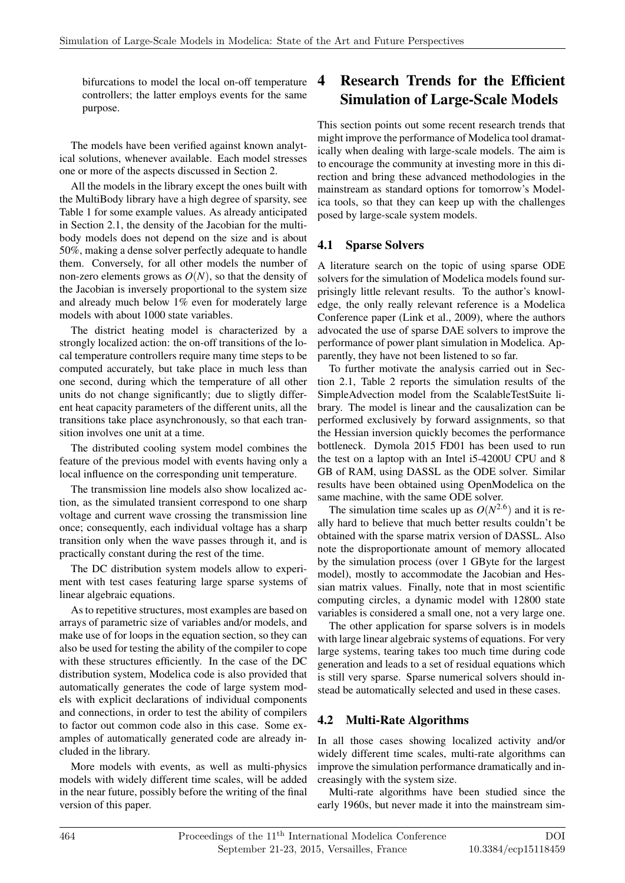bifurcations to model the local on-off temperature controllers; the latter employs events for the same purpose.

The models have been verified against known analytical solutions, whenever available. Each model stresses one or more of the aspects discussed in Section 2.

All the models in the library except the ones built with the MultiBody library have a high degree of sparsity, see Table 1 for some example values. As already anticipated in Section 2.1, the density of the Jacobian for the multibody models does not depend on the size and is about 50%, making a dense solver perfectly adequate to handle them. Conversely, for all other models the number of non-zero elements grows as $O(N)$, so that the density of the Jacobian is inversely proportional to the system size and already much below 1% even for moderately large models with about 1000 state variables.

The district heating model is characterized by a strongly localized action: the on-off transitions of the local temperature controllers require many time steps to be computed accurately, but take place in much less than one second, during which the temperature of all other units do not change significantly; due to sligtly different heat capacity parameters of the different units, all the transitions take place asynchronously, so that each transition involves one unit at a time.

The distributed cooling system model combines the feature of the previous model with events having only a local influence on the corresponding unit temperature.

The transmission line models also show localized action, as the simulated transient correspond to one sharp voltage and current wave crossing the transmission line once; consequently, each individual voltage has a sharp transition only when the wave passes through it, and is practically constant during the rest of the time.

The DC distribution system models allow to experiment with test cases featuring large sparse systems of linear algebraic equations.

As to repetitive structures, most examples are based on arrays of parametric size of variables and/or models, and make use of for loops in the equation section, so they can also be used for testing the ability of the compiler to cope with these structures efficiently. In the case of the DC distribution system, Modelica code is also provided that automatically generates the code of large system models with explicit declarations of individual components and connections, in order to test the ability of compilers to factor out common code also in this case. Some examples of automatically generated code are already included in the library.

More models with events, as well as multi-physics models with widely different time scales, will be added in the near future, possibly before the writing of the final version of this paper.

# 4 Research Trends for the Efficient Simulation of Large-Scale Models

This section points out some recent research trends that might improve the performance of Modelica tool dramatically when dealing with large-scale models. The aim is to encourage the community at investing more in this direction and bring these advanced methodologies in the mainstream as standard options for tomorrow's Modelica tools, so that they can keep up with the challenges posed by large-scale system models.

## 4.1 Sparse Solvers

A literature search on the topic of using sparse ODE solvers for the simulation of Modelica models found surprisingly little relevant results. To the author's knowledge, the only really relevant reference is a Modelica Conference paper (Link et al., 2009), where the authors advocated the use of sparse DAE solvers to improve the performance of power plant simulation in Modelica. Apparently, they have not been listened to so far.

To further motivate the analysis carried out in Section 2.1, Table 2 reports the simulation results of the SimpleAdvection model from the ScalableTestSuite library. The model is linear and the causalization can be performed exclusively by forward assignments, so that the Hessian inversion quickly becomes the performance bottleneck. Dymola 2015 FD01 has been used to run the test on a laptop with an Intel i5-4200U CPU and 8 GB of RAM, using DASSL as the ODE solver. Similar results have been obtained using OpenModelica on the same machine, with the same ODE solver.

The simulation time scales up as $O(N^{2.6})$ and it is really hard to believe that much better results couldn't be obtained with the sparse matrix version of DASSL. Also note the disproportionate amount of memory allocated by the simulation process (over 1 GByte for the largest model), mostly to accommodate the Jacobian and Hessian matrix values. Finally, note that in most scientific computing circles, a dynamic model with 12800 state variables is considered a small one, not a very large one.

The other application for sparse solvers is in models with large linear algebraic systems of equations. For very large systems, tearing takes too much time during code generation and leads to a set of residual equations which is still very sparse. Sparse numerical solvers should instead be automatically selected and used in these cases.

## 4.2 Multi-Rate Algorithms

In all those cases showing localized activity and/or widely different time scales, multi-rate algorithms can improve the simulation performance dramatically and increasingly with the system size.

Multi-rate algorithms have been studied since the early 1960s, but never made it into the mainstream sim-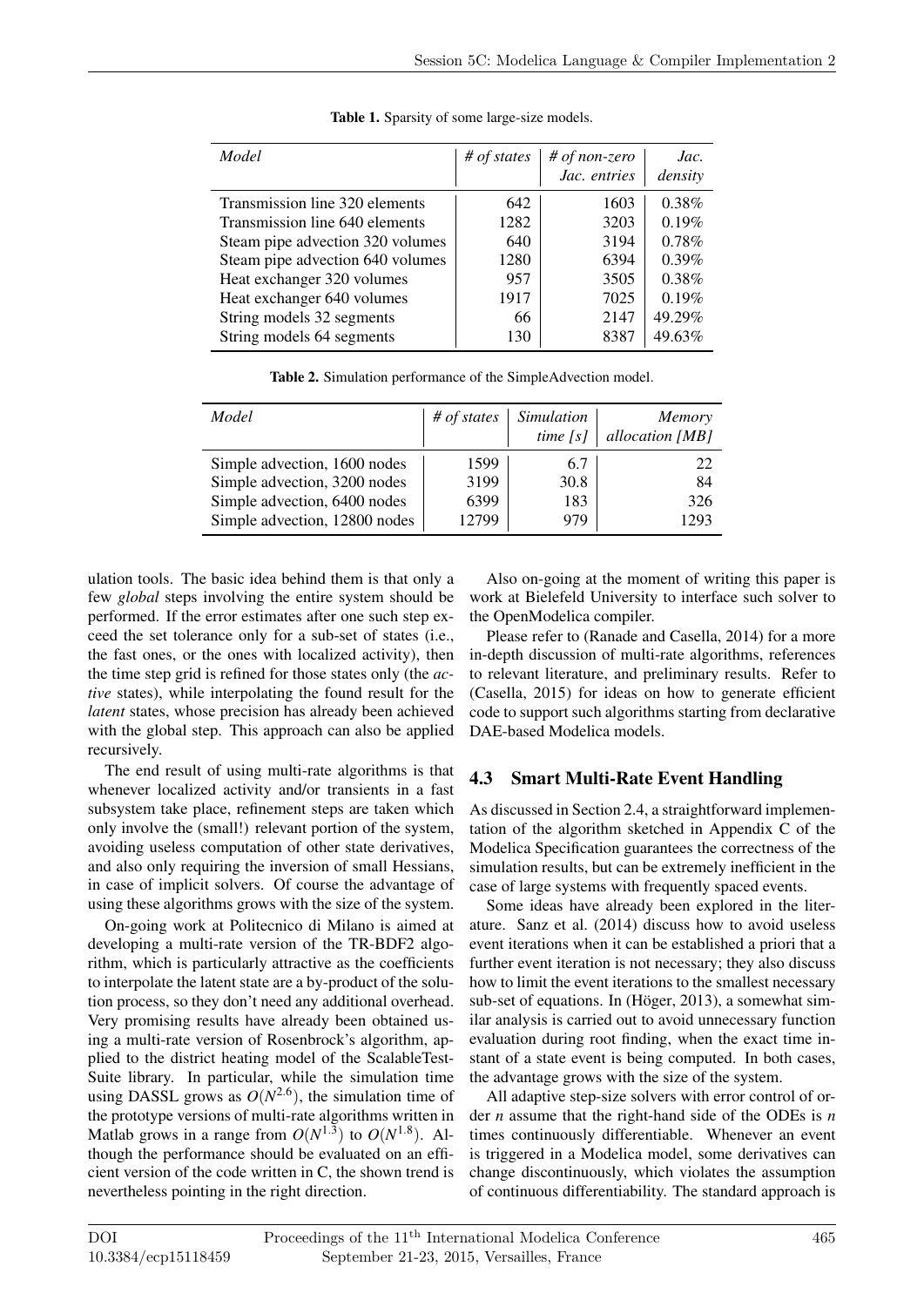**Table 1.** Sparsity of some large-size models.

| *Model* | *# of states* | *# of non-zero Jac. entries* | *Jac. density* |
|---|---|---|---|
| Transmission line 320 elements | 642 | 1603 | 0.38% |
| Transmission line 640 elements | 1282 | 3203 | 0.19% |
| Steam pipe advection 320 volumes | 640 | 3194 | 0.78% |
| Steam pipe advection 640 volumes | 1280 | 6394 | 0.39% |
| Heat exchanger 320 volumes | 957 | 3505 | 0.38% |
| Heat exchanger 640 volumes | 1917 | 7025 | 0.19% |
| String models 32 segments | 66 | 2147 | 49.29% |
| String models 64 segments | 130 | 8387 | 49.63% |

**Table 2.** Simulation performance of the SimpleAdvection model.

| *Model* | *# of states* | *Simulation time [s]* | *Memory allocation [MB]* |
|---|---|---|---|
| Simple advection, 1600 nodes | 1599 | 6.7 | 22 |
| Simple advection, 3200 nodes | 3199 | 30.8 | 84 |
| Simple advection, 6400 nodes | 6399 | 183 | 326 |
| Simple advection, 12800 nodes | 12799 | 979 | 1293 |

ulation tools. The basic idea behind them is that only a few *global* steps involving the entire system should be performed. If the error estimates after one such step exceed the set tolerance only for a sub-set of states (i.e., the fast ones, or the ones with localized activity), then the time step grid is refined for those states only (the *active* states), while interpolating the found result for the *latent* states, whose precision has already been achieved with the global step. This approach can also be applied recursively.

The end result of using multi-rate algorithms is that whenever localized activity and/or transients in a fast subsystem take place, refinement steps are taken which only involve the (small!) relevant portion of the system, avoiding useless computation of other state derivatives, and also only requiring the inversion of small Hessians, in case of implicit solvers. Of course the advantage of using these algorithms grows with the size of the system.

On-going work at Politecnico di Milano is aimed at developing a multi-rate version of the TR-BDF2 algorithm, which is particularly attractive as the coefficients to interpolate the latent state are a by-product of the solution process, so they don't need any additional overhead. Very promising results have already been obtained using a multi-rate version of Rosenbrock's algorithm, applied to the district heating model of the ScalableTestSuite library. In particular, while the simulation time using DASSL grows as $O(N^{2.6})$, the simulation time of the prototype versions of multi-rate algorithms written in Matlab grows in a range from $O(N^{1.3})$ to $O(N^{1.8})$. Although the performance should be evaluated on an efficient version of the code written in C, the shown trend is nevertheless pointing in the right direction.

Also on-going at the moment of writing this paper is work at Bielefeld University to interface such solver to the OpenModelica compiler.

Please refer to (Ranade and Casella, 2014) for a more in-depth discussion of multi-rate algorithms, references to relevant literature, and preliminary results. Refer to (Casella, 2015) for ideas on how to generate efficient code to support such algorithms starting from declarative DAE-based Modelica models.

### 4.3 Smart Multi-Rate Event Handling

As discussed in Section 2.4, a straightforward implementation of the algorithm sketched in Appendix C of the Modelica Specification guarantees the correctness of the simulation results, but can be extremely inefficient in the case of large systems with frequently spaced events.

Some ideas have already been explored in the literature. Sanz et al. (2014) discuss how to avoid useless event iterations when it can be established a priori that a further event iteration is not necessary; they also discuss how to limit the event iterations to the smallest necessary sub-set of equations. In (Höger, 2013), a somewhat similar analysis is carried out to avoid unnecessary function evaluation during root finding, when the exact time instant of a state event is being computed. In both cases, the advantage grows with the size of the system.

All adaptive step-size solvers with error control of order $n$ assume that the right-hand side of the ODEs is $n$ times continuously differentiable. Whenever an event is triggered in a Modelica model, some derivatives can change discontinuously, which violates the assumption of continuous differentiability. The standard approach is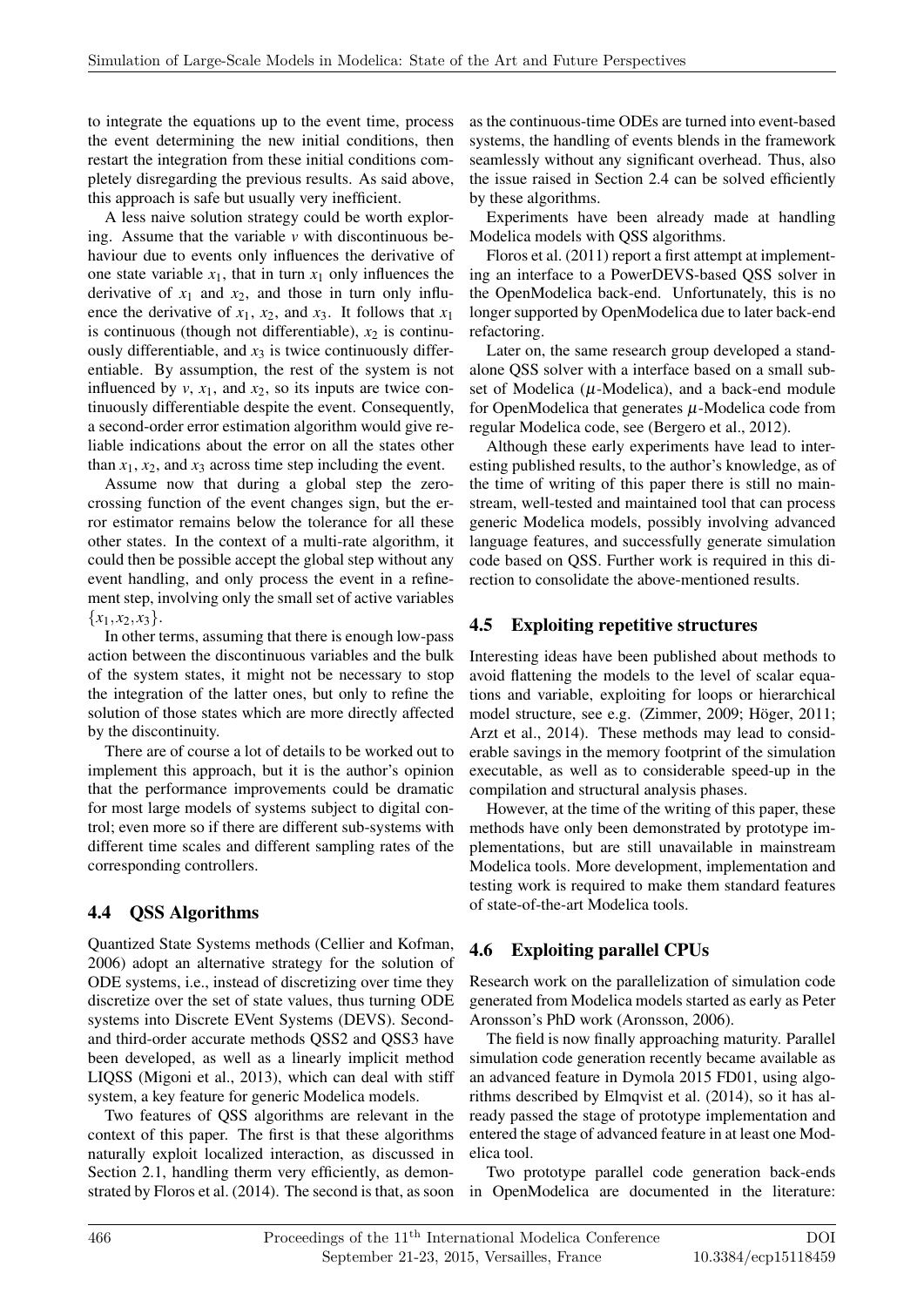to integrate the equations up to the event time, process the event determining the new initial conditions, then restart the integration from these initial conditions completely disregarding the previous results. As said above, this approach is safe but usually very inefficient.

A less naive solution strategy could be worth exploring. Assume that the variable $v$ with discontinuous behaviour due to events only influences the derivative of one state variable $x_1$, that in turn $x_1$ only influences the derivative of $x_1$ and $x_2$, and those in turn only influence the derivative of $x_1$, $x_2$, and $x_3$. It follows that $x_1$ is continuous (though not differentiable), $x_2$ is continuously differentiable, and $x_3$ is twice continuously differentiable. By assumption, the rest of the system is not influenced by $v$, $x_1$, and $x_2$, so its inputs are twice continuously differentiable despite the event. Consequently, a second-order error estimation algorithm would give reliable indications about the error on all the states other than $x_1$, $x_2$, and $x_3$ across time step including the event.

Assume now that during a global step the zero-crossing function of the event changes sign, but the error estimator remains below the tolerance for all these other states. In the context of a multi-rate algorithm, it could then be possible accept the global step without any event handling, and only process the event in a refinement step, involving only the small set of active variables $\{x_1, x_2, x_3\}$.

In other terms, assuming that there is enough low-pass action between the discontinuous variables and the bulk of the system states, it might not be necessary to stop the integration of the latter ones, but only to refine the solution of those states which are more directly affected by the discontinuity.

There are of course a lot of details to be worked out to implement this approach, but it is the author's opinion that the performance improvements could be dramatic for most large models of systems subject to digital control; even more so if there are different sub-systems with different time scales and different sampling rates of the corresponding controllers.

## 4.4 QSS Algorithms

Quantized State Systems methods (Cellier and Kofman, 2006) adopt an alternative strategy for the solution of ODE systems, i.e., instead of discretizing over time they discretize over the set of state values, thus turning ODE systems into Discrete EVent Systems (DEVS). Second- and third-order accurate methods QSS2 and QSS3 have been developed, as well as a linearly implicit method LIQSS (Migoni et al., 2013), which can deal with stiff system, a key feature for generic Modelica models.

Two features of QSS algorithms are relevant in the context of this paper. The first is that these algorithms naturally exploit localized interaction, as discussed in Section 2.1, handling therm very efficiently, as demonstrated by Floros et al. (2014). The second is that, as soon as the continuous-time ODEs are turned into event-based systems, the handling of events blends in the framework seamlessly without any significant overhead. Thus, also the issue raised in Section 2.4 can be solved efficiently by these algorithms.

Experiments have been already made at handling Modelica models with QSS algorithms.

Floros et al. (2011) report a first attempt at implementing an interface to a PowerDEVS-based QSS solver in the OpenModelica back-end. Unfortunately, this is no longer supported by OpenModelica due to later back-end refactoring.

Later on, the same research group developed a stand-alone QSS solver with a interface based on a small subset of Modelica ($\mu$-Modelica), and a back-end module for OpenModelica that generates $\mu$-Modelica code from regular Modelica code, see (Bergero et al., 2012).

Although these early experiments have lead to interesting published results, to the author's knowledge, as of the time of writing of this paper there is still no mainstream, well-tested and maintained tool that can process generic Modelica models, possibly involving advanced language features, and successfully generate simulation code based on QSS. Further work is required in this direction to consolidate the above-mentioned results.

## 4.5 Exploiting repetitive structures

Interesting ideas have been published about methods to avoid flattening the models to the level of scalar equations and variable, exploiting for loops or hierarchical model structure, see e.g. (Zimmer, 2009; Höger, 2011; Arzt et al., 2014). These methods may lead to considerable savings in the memory footprint of the simulation executable, as well as to considerable speed-up in the compilation and structural analysis phases.

However, at the time of the writing of this paper, these methods have only been demonstrated by prototype implementations, but are still unavailable in mainstream Modelica tools. More development, implementation and testing work is required to make them standard features of state-of-the-art Modelica tools.

## 4.6 Exploiting parallel CPUs

Research work on the parallelization of simulation code generated from Modelica models started as early as Peter Aronsson's PhD work (Aronsson, 2006).

The field is now finally approaching maturity. Parallel simulation code generation recently became available as an advanced feature in Dymola 2015 FD01, using algorithms described by Elmqvist et al. (2014), so it has already passed the stage of prototype implementation and entered the stage of advanced feature in at least one Modelica tool.

Two prototype parallel code generation back-ends in OpenModelica are documented in the literature: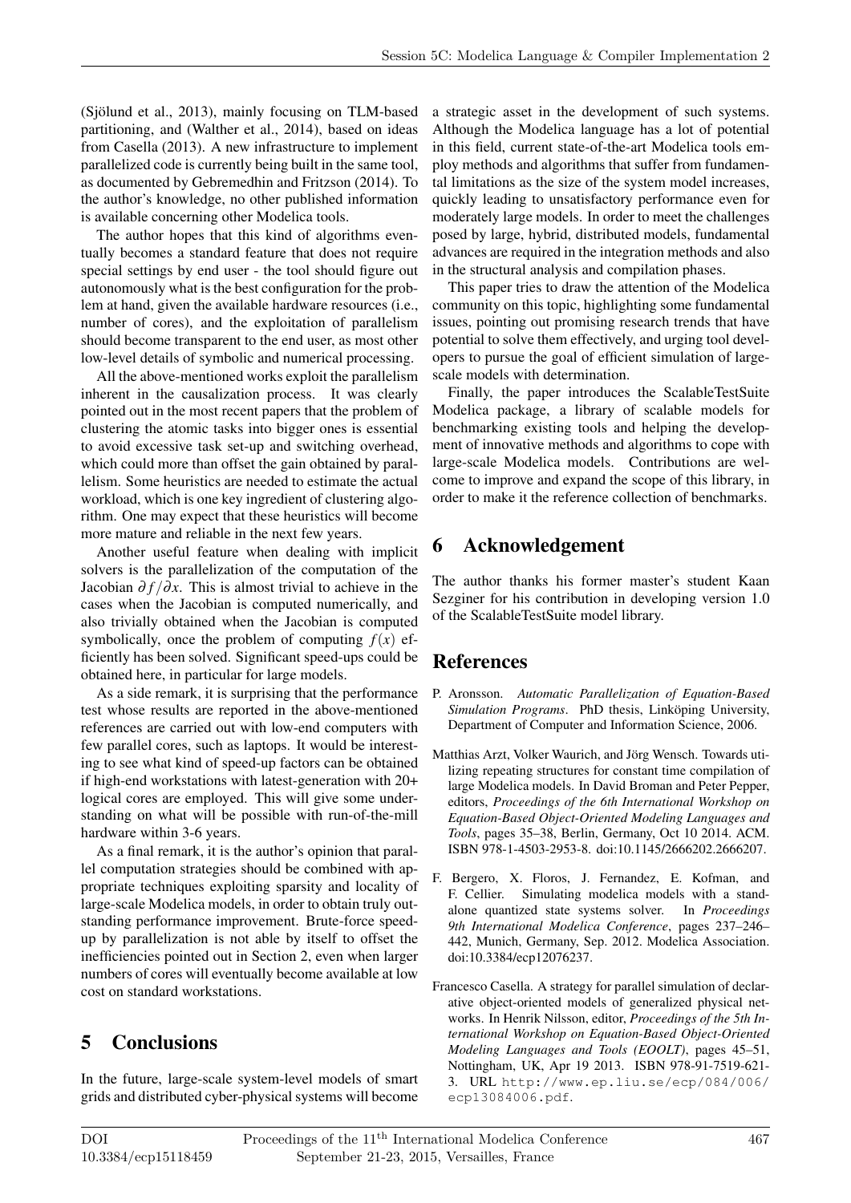(Sjölund et al., 2013), mainly focusing on TLM-based partitioning, and (Walther et al., 2014), based on ideas from Casella (2013). A new infrastructure to implement parallelized code is currently being built in the same tool, as documented by Gebremedhin and Fritzson (2014). To the author's knowledge, no other published information is available concerning other Modelica tools.

The author hopes that this kind of algorithms eventually becomes a standard feature that does not require special settings by end user - the tool should figure out autonomously what is the best configuration for the problem at hand, given the available hardware resources (i.e., number of cores), and the exploitation of parallelism should become transparent to the end user, as most other low-level details of symbolic and numerical processing.

All the above-mentioned works exploit the parallelism inherent in the causalization process. It was clearly pointed out in the most recent papers that the problem of clustering the atomic tasks into bigger ones is essential to avoid excessive task set-up and switching overhead, which could more than offset the gain obtained by parallelism. Some heuristics are needed to estimate the actual workload, which is one key ingredient of clustering algorithm. One may expect that these heuristics will become more mature and reliable in the next few years.

Another useful feature when dealing with implicit solvers is the parallelization of the computation of the Jacobian $\partial f/\partial x$. This is almost trivial to achieve in the cases when the Jacobian is computed numerically, and also trivially obtained when the Jacobian is computed symbolically, once the problem of computing $f(x)$ efficiently has been solved. Significant speed-ups could be obtained here, in particular for large models.

As a side remark, it is surprising that the performance test whose results are reported in the above-mentioned references are carried out with low-end computers with few parallel cores, such as laptops. It would be interesting to see what kind of speed-up factors can be obtained if high-end workstations with latest-generation with 20+ logical cores are employed. This will give some understanding on what will be possible with run-of-the-mill hardware within 3-6 years.

As a final remark, it is the author's opinion that parallel computation strategies should be combined with appropriate techniques exploiting sparsity and locality of large-scale Modelica models, in order to obtain truly outstanding performance improvement. Brute-force speedup by parallelization is not able by itself to offset the inefficiencies pointed out in Section 2, even when larger numbers of cores will eventually become available at low cost on standard workstations.

# 5 Conclusions

In the future, large-scale system-level models of smart grids and distributed cyber-physical systems will become a strategic asset in the development of such systems. Although the Modelica language has a lot of potential in this field, current state-of-the-art Modelica tools employ methods and algorithms that suffer from fundamental limitations as the size of the system model increases, quickly leading to unsatisfactory performance even for moderately large models. In order to meet the challenges posed by large, hybrid, distributed models, fundamental advances are required in the integration methods and also in the structural analysis and compilation phases.

This paper tries to draw the attention of the Modelica community on this topic, highlighting some fundamental issues, pointing out promising research trends that have potential to solve them effectively, and urging tool developers to pursue the goal of efficient simulation of large-scale models with determination.

Finally, the paper introduces the ScalableTestSuite Modelica package, a library of scalable models for benchmarking existing tools and helping the development of innovative methods and algorithms to cope with large-scale Modelica models. Contributions are welcome to improve and expand the scope of this library, in order to make it the reference collection of benchmarks.

# 6 Acknowledgement

The author thanks his former master's student Kaan Sezginer for his contribution in developing version 1.0 of the ScalableTestSuite model library.

# References

P. Aronsson. *Automatic Parallelization of Equation-Based Simulation Programs*. PhD thesis, Linköping University, Department of Computer and Information Science, 2006.

Matthias Arzt, Volker Waurich, and Jörg Wensch. Towards utilizing repeating structures for constant time compilation of large Modelica models. In David Broman and Peter Pepper, editors, *Proceedings of the 6th International Workshop on Equation-Based Object-Oriented Modeling Languages and Tools*, pages 35–38, Berlin, Germany, Oct 10 2014. ACM. ISBN 978-1-4503-2953-8. doi:10.1145/2666202.2666207.

F. Bergero, X. Floros, J. Fernandez, E. Kofman, and F. Cellier. Simulating modelica models with a stand-alone quantized state systems solver. In *Proceedings 9th International Modelica Conference*, pages 237–246–442, Munich, Germany, Sep. 2012. Modelica Association. doi:10.3384/ecp12076237.

Francesco Casella. A strategy for parallel simulation of declarative object-oriented models of generalized physical networks. In Henrik Nilsson, editor, *Proceedings of the 5th International Workshop on Equation-Based Object-Oriented Modeling Languages and Tools (EOOLT)*, pages 45–51, Nottingham, UK, Apr 19 2013. ISBN 978-91-7519-621-3. URL http://www.ep.liu.se/ecp/084/006/ecp13084006.pdf.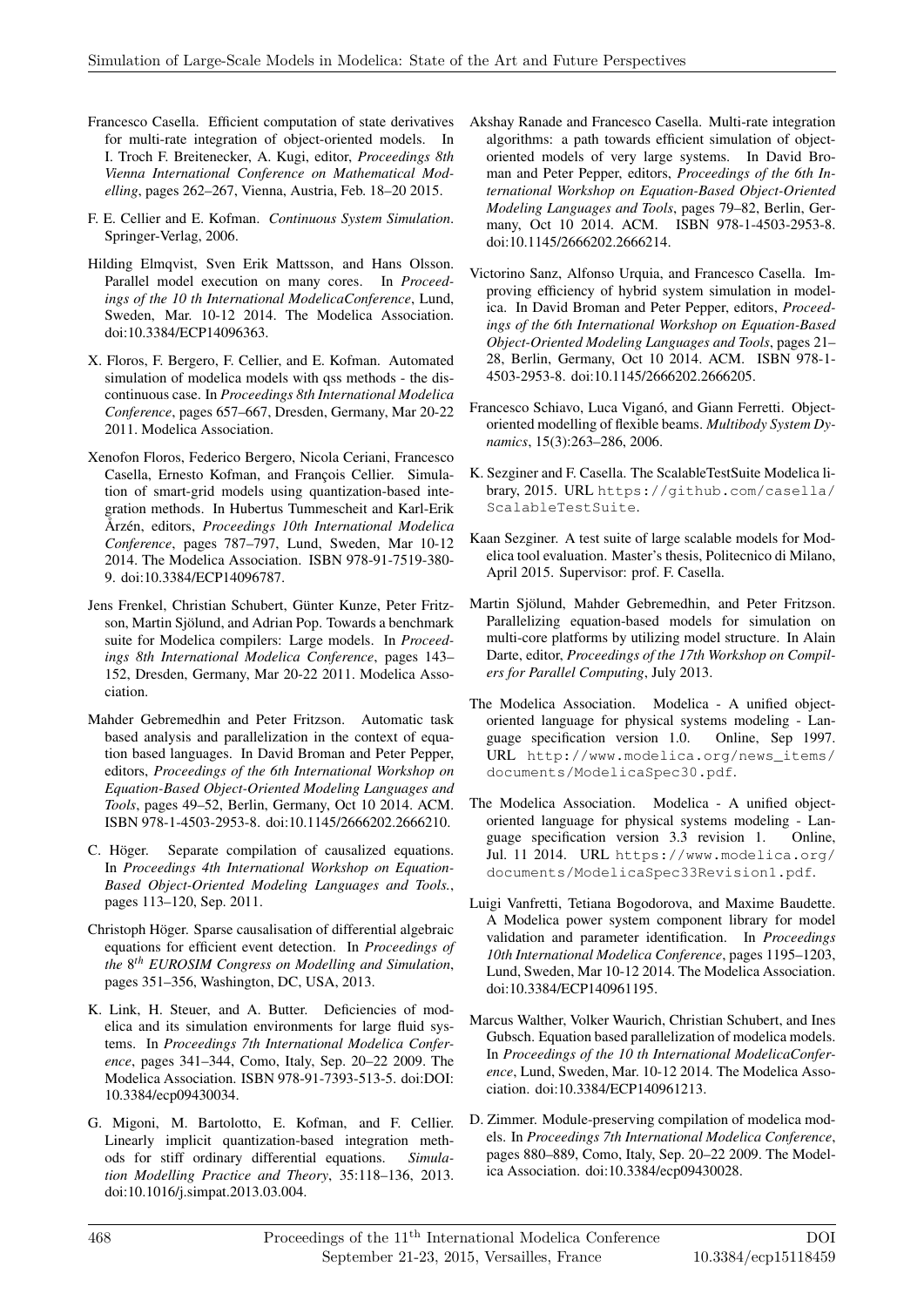Francesco Casella. Efficient computation of state derivatives for multi-rate integration of object-oriented models. In I. Troch F. Breitenecker, A. Kugi, editor, *Proceedings 8th Vienna International Conference on Mathematical Modelling*, pages 262–267, Vienna, Austria, Feb. 18–20 2015.

F. E. Cellier and E. Kofman. *Continuous System Simulation*. Springer-Verlag, 2006.

Hilding Elmqvist, Sven Erik Mattsson, and Hans Olsson. Parallel model execution on many cores. In *Proceedings of the 10 th International ModelicaConference*, Lund, Sweden, Mar. 10-12 2014. The Modelica Association. doi:10.3384/ECP14096363.

X. Floros, F. Bergero, F. Cellier, and E. Kofman. Automated simulation of modelica models with qss methods - the discontinuous case. In *Proceedings 8th International Modelica Conference*, pages 657–667, Dresden, Germany, Mar 20-22 2011. Modelica Association.

Xenofon Floros, Federico Bergero, Nicola Ceriani, Francesco Casella, Ernesto Kofman, and François Cellier. Simulation of smart-grid models using quantization-based integration methods. In Hubertus Tummescheit and Karl-Erik Årzén, editors, *Proceedings 10th International Modelica Conference*, pages 787–797, Lund, Sweden, Mar 10-12 2014. The Modelica Association. ISBN 978-91-7519-380-9. doi:10.3384/ECP14096787.

Jens Frenkel, Christian Schubert, Günter Kunze, Peter Fritzson, Martin Sjölund, and Adrian Pop. Towards a benchmark suite for Modelica compilers: Large models. In *Proceedings 8th International Modelica Conference*, pages 143–152, Dresden, Germany, Mar 20-22 2011. Modelica Association.

Mahder Gebremedhin and Peter Fritzson. Automatic task based analysis and parallelization in the context of equation based languages. In David Broman and Peter Pepper, editors, *Proceedings of the 6th International Workshop on Equation-Based Object-Oriented Modeling Languages and Tools*, pages 49–52, Berlin, Germany, Oct 10 2014. ACM. ISBN 978-1-4503-2953-8. doi:10.1145/2666202.2666210.

C. Höger. Separate compilation of causalized equations. In *Proceedings 4th International Workshop on Equation-Based Object-Oriented Modeling Languages and Tools.*, pages 113–120, Sep. 2011.

Christoph Höger. Sparse causalisation of differential algebraic equations for efficient event detection. In *Proceedings of the* 8*th EUROSIM Congress on Modelling and Simulation*, pages 351–356, Washington, DC, USA, 2013.

K. Link, H. Steuer, and A. Butter. Deficiencies of modelica and its simulation environments for large fluid systems. In *Proceedings 7th International Modelica Conference*, pages 341–344, Como, Italy, Sep. 20–22 2009. The Modelica Association. ISBN 978-91-7393-513-5. doi:DOI: 10.3384/ecp09430034.

G. Migoni, M. Bartolotto, E. Kofman, and F. Cellier. Linearly implicit quantization-based integration methods for stiff ordinary differential equations. *Simulation Modelling Practice and Theory*, 35:118–136, 2013. doi:10.1016/j.simpat.2013.03.004.

Akshay Ranade and Francesco Casella. Multi-rate integration algorithms: a path towards efficient simulation of object-oriented models of very large systems. In David Broman and Peter Pepper, editors, *Proceedings of the 6th International Workshop on Equation-Based Object-Oriented Modeling Languages and Tools*, pages 79–82, Berlin, Germany, Oct 10 2014. ACM. ISBN 978-1-4503-2953-8. doi:10.1145/2666202.2666214.

Victorino Sanz, Alfonso Urquia, and Francesco Casella. Improving efficiency of hybrid system simulation in modelica. In David Broman and Peter Pepper, editors, *Proceedings of the 6th International Workshop on Equation-Based Object-Oriented Modeling Languages and Tools*, pages 21–28, Berlin, Germany, Oct 10 2014. ACM. ISBN 978-1-4503-2953-8. doi:10.1145/2666202.2666205.

Francesco Schiavo, Luca Viganó, and Giann Ferretti. Object-oriented modelling of flexible beams. *Multibody System Dynamics*, 15(3):263–286, 2006.

K. Sezginer and F. Casella. The ScalableTestSuite Modelica library, 2015. URL https://github.com/casella/ScalableTestSuite.

Kaan Sezginer. A test suite of large scalable models for Modelica tool evaluation. Master's thesis, Politecnico di Milano, April 2015. Supervisor: prof. F. Casella.

Martin Sjölund, Mahder Gebremedhin, and Peter Fritzson. Parallelizing equation-based models for simulation on multi-core platforms by utilizing model structure. In Alain Darte, editor, *Proceedings of the 17th Workshop on Compilers for Parallel Computing*, July 2013.

The Modelica Association. Modelica - A unified object-oriented language for physical systems modeling - Language specification version 1.0. Online, Sep 1997. URL http://www.modelica.org/news_items/documents/ModelicaSpec30.pdf.

The Modelica Association. Modelica - A unified object-oriented language for physical systems modeling - Language specification version 3.3 revision 1. Online, Jul. 11 2014. URL https://www.modelica.org/documents/ModelicaSpec33Revision1.pdf.

Luigi Vanfretti, Tetiana Bogodorova, and Maxime Baudette. A Modelica power system component library for model validation and parameter identification. In *Proceedings 10th International Modelica Conference*, pages 1195–1203, Lund, Sweden, Mar 10-12 2014. The Modelica Association. doi:10.3384/ECP140961195.

Marcus Walther, Volker Waurich, Christian Schubert, and Ines Gubsch. Equation based parallelization of modelica models. In *Proceedings of the 10 th International ModelicaConference*, Lund, Sweden, Mar. 10-12 2014. The Modelica Association. doi:10.3384/ECP140961213.

D. Zimmer. Module-preserving compilation of modelica models. In *Proceedings 7th International Modelica Conference*, pages 880–889, Como, Italy, Sep. 20–22 2009. The Modelica Association. doi:10.3384/ecp09430028.